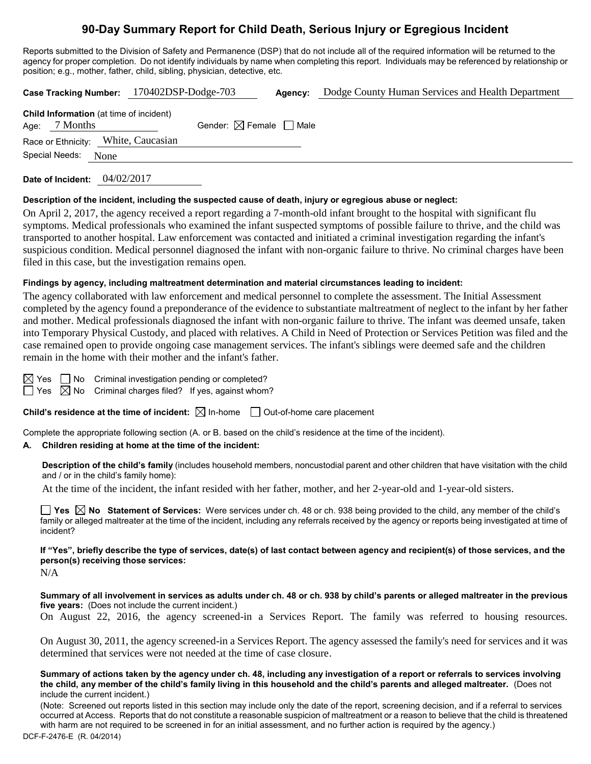# 90-Day Summary Report for Child Death, Serious Injury or Egregious Incident

Reports submitted to the Division of Safety and Permanence (DSP) that do not include all of the required information will be returned to the agency for proper completion. Do not identify individuals by name when completing this report. Individuals may be referenced by relationship or position; e.g., mother, father, child, sibling, physician, detective, etc.

**Case Tracking Number:** 170402DSP-Dodge-703 **Agency:** Dodge County Human Services and Health Department

**Child Information** (at time of incident)

Age: 7 Months Gender: ☒ Female ☐ Male

Race or Ethnicity: White, Caucasian

Special Needs: None

**Date of Incident:** 04/02/2017

**Description of the incident, including the suspected cause of death, injury or egregious abuse or neglect:**

On April 2, 2017, the agency received a report regarding a 7-month-old infant brought to the hospital with significant flu symptoms. Medical professionals who examined the infant suspected symptoms of possible failure to thrive, and the child was transported to another hospital. Law enforcement was contacted and initiated a criminal investigation regarding the infant's suspicious condition. Medical personnel diagnosed the infant with non-organic failure to thrive. No criminal charges have been filed in this case, but the investigation remains open.

**Findings by agency, including maltreatment determination and material circumstances leading to incident:**

The agency collaborated with law enforcement and medical personnel to complete the assessment. The Initial Assessment completed by the agency found a preponderance of the evidence to substantiate maltreatment of neglect to the infant by her father and mother. Medical professionals diagnosed the infant with non-organic failure to thrive. The infant was deemed unsafe, taken into Temporary Physical Custody, and placed with relatives. A Child in Need of Protection or Services Petition was filed and the case remained open to provide ongoing case management services. The infant's siblings were deemed safe and the children remain in the home with their mother and the infant's father.

☒ Yes ☐ No Criminal investigation pending or completed?

☐ Yes ☒ No Criminal charges filed? If yes, against whom?

**Child's residence at the time of incident:** ☒ In-home ☐ Out-of-home care placement

Complete the appropriate following section (A. or B. based on the child's residence at the time of the incident).

**A. Children residing at home at the time of the incident:**

**Description of the child's family** (includes household members, noncustodial parent and other children that have visitation with the child and / or in the child's family home):

At the time of the incident, the infant resided with her father, mother, and her 2-year-old and 1-year-old sisters.

☐ **Yes** ☒ **No Statement of Services:** Were services under ch. 48 or ch. 938 being provided to the child, any member of the child's family or alleged maltreater at the time of the incident, including any referrals received by the agency or reports being investigated at time of incident?

**If "Yes", briefly describe the type of services, date(s) of last contact between agency and recipient(s) of those services, and the person(s) receiving those services:**

N/A

**Summary of all involvement in services as adults under ch. 48 or ch. 938 by child's parents or alleged maltreater in the previous five years:** (Does not include the current incident.)

On August 22, 2016, the agency screened-in a Services Report. The family was referred to housing resources.

On August 30, 2011, the agency screened-in a Services Report. The agency assessed the family's need for services and it was determined that services were not needed at the time of case closure.

**Summary of actions taken by the agency under ch. 48, including any investigation of a report or referrals to services involving the child, any member of the child's family living in this household and the child's parents and alleged maltreater.** (Does not include the current incident.)

(Note: Screened out reports listed in this section may include only the date of the report, screening decision, and if a referral to services occurred at Access. Reports that do not constitute a reasonable suspicion of maltreatment or a reason to believe that the child is threatened with harm are not required to be screened in for an initial assessment, and no further action is required by the agency.)

DCF-F-2476-E (R. 04/2014)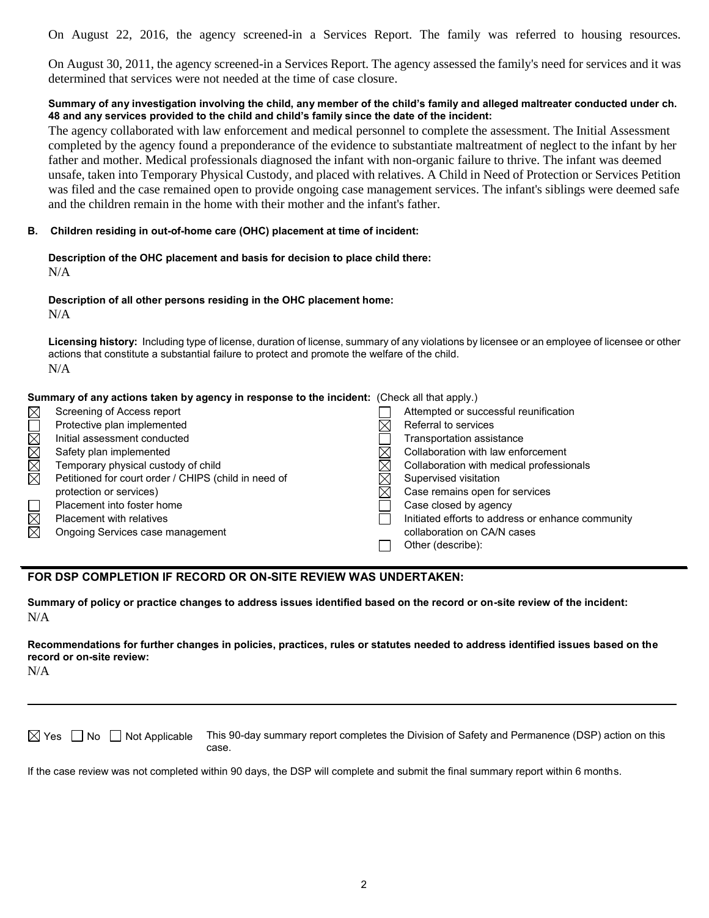On August 22, 2016, the agency screened-in a Services Report. The family was referred to housing resources.

On August 30, 2011, the agency screened-in a Services Report. The agency assessed the family's need for services and it was determined that services were not needed at the time of case closure.

**Summary of any investigation involving the child, any member of the child's family and alleged maltreater conducted under ch. 48 and any services provided to the child and child's family since the date of the incident:**

The agency collaborated with law enforcement and medical personnel to complete the assessment. The Initial Assessment completed by the agency found a preponderance of the evidence to substantiate maltreatment of neglect to the infant by her father and mother. Medical professionals diagnosed the infant with non-organic failure to thrive. The infant was deemed unsafe, taken into Temporary Physical Custody, and placed with relatives. A Child in Need of Protection or Services Petition was filed and the case remained open to provide ongoing case management services. The infant's siblings were deemed safe and the children remain in the home with their mother and the infant's father.

**B. Children residing in out-of-home care (OHC) placement at time of incident:**

**Description of the OHC placement and basis for decision to place child there:**
N/A

**Description of all other persons residing in the OHC placement home:**
N/A

**Licensing history:** Including type of license, duration of license, summary of any violations by licensee or an employee of licensee or other actions that constitute a substantial failure to protect and promote the welfare of the child.
N/A

**Summary of any actions taken by agency in response to the incident:** (Check all that apply.)

- ☒ Screening of Access report
- ☐ Protective plan implemented
- ☒ Initial assessment conducted
- ☒ Safety plan implemented
- ☒ Temporary physical custody of child
- ☒ Petitioned for court order / CHIPS (child in need of protection or services)
- ☐ Placement into foster home
- ☒ Placement with relatives
- ☒ Ongoing Services case management
- ☐ Attempted or successful reunification
- ☒ Referral to services
- ☐ Transportation assistance
- ☒ Collaboration with law enforcement
- ☒ Collaboration with medical professionals
- ☒ Supervised visitation
- ☒ Case remains open for services
- ☐ Case closed by agency
- ☐ Initiated efforts to address or enhance community collaboration on CA/N cases
- ☐ Other (describe):

## FOR DSP COMPLETION IF RECORD OR ON-SITE REVIEW WAS UNDERTAKEN:

**Summary of policy or practice changes to address issues identified based on the record or on-site review of the incident:**
N/A

**Recommendations for further changes in policies, practices, rules or statutes needed to address identified issues based on the record or on-site review:**
N/A

---

☒ Yes ☐ No ☐ Not Applicable This 90-day summary report completes the Division of Safety and Permanence (DSP) action on this case.

If the case review was not completed within 90 days, the DSP will complete and submit the final summary report within 6 months.